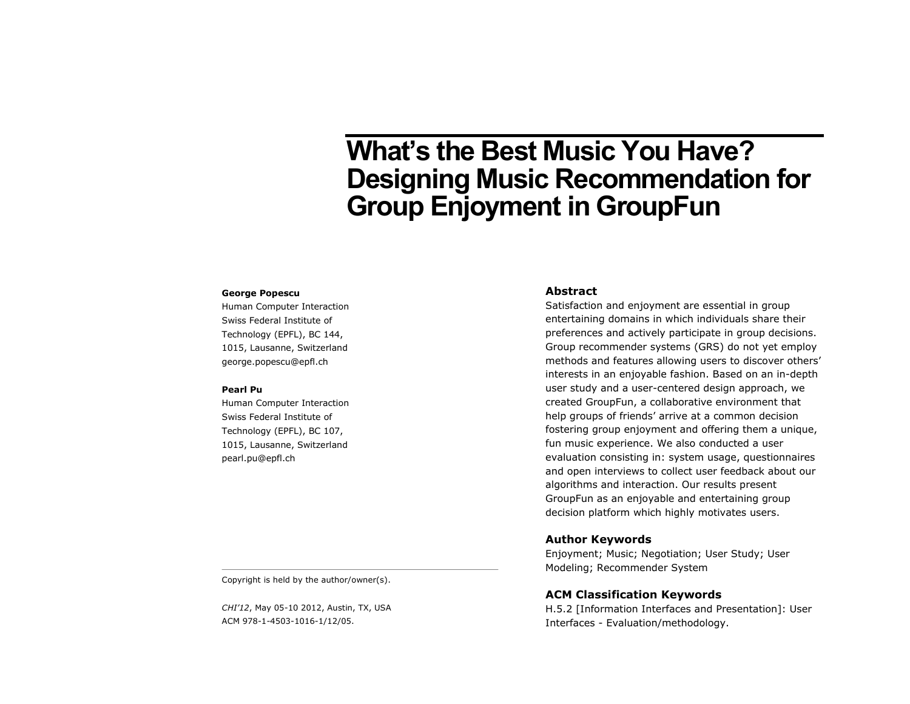# What's the Best Music You Have? Designing Music Recommendation for Group Enjoyment in GroupFun

**George Popescu**
Human Computer Interaction
Swiss Federal Institute of
Technology (EPFL), BC 144,
1015, Lausanne, Switzerland
george.popescu@epfl.ch

**Pearl Pu**
Human Computer Interaction
Swiss Federal Institute of
Technology (EPFL), BC 107,
1015, Lausanne, Switzerland
pearl.pu@epfl.ch

Copyright is held by the author/owner(s).

*CHI'12*, May 05-10 2012, Austin, TX, USA
ACM 978-1-4503-1016-1/12/05.

## Abstract

Satisfaction and enjoyment are essential in group entertaining domains in which individuals share their preferences and actively participate in group decisions. Group recommender systems (GRS) do not yet employ methods and features allowing users to discover others' interests in an enjoyable fashion. Based on an in-depth user study and a user-centered design approach, we created GroupFun, a collaborative environment that help groups of friends' arrive at a common decision fostering group enjoyment and offering them a unique, fun music experience. We also conducted a user evaluation consisting in: system usage, questionnaires and open interviews to collect user feedback about our algorithms and interaction. Our results present GroupFun as an enjoyable and entertaining group decision platform which highly motivates users.

## Author Keywords

Enjoyment; Music; Negotiation; User Study; User Modeling; Recommender System

## ACM Classification Keywords

H.5.2 [Information Interfaces and Presentation]: User Interfaces - Evaluation/methodology.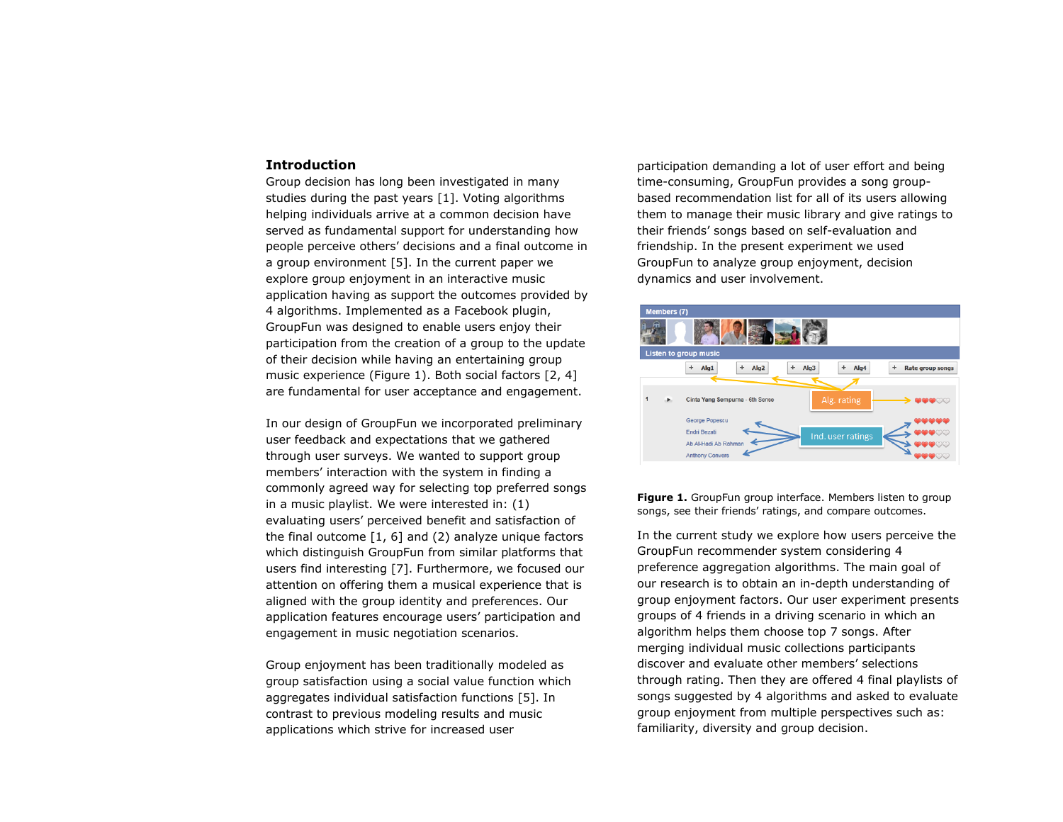## Introduction

Group decision has long been investigated in many studies during the past years [1]. Voting algorithms helping individuals arrive at a common decision have served as fundamental support for understanding how people perceive others' decisions and a final outcome in a group environment [5]. In the current paper we explore group enjoyment in an interactive music application having as support the outcomes provided by 4 algorithms. Implemented as a Facebook plugin, GroupFun was designed to enable users enjoy their participation from the creation of a group to the update of their decision while having an entertaining group music experience (Figure 1). Both social factors [2, 4] are fundamental for user acceptance and engagement.

In our design of GroupFun we incorporated preliminary user feedback and expectations that we gathered through user surveys. We wanted to support group members' interaction with the system in finding a commonly agreed way for selecting top preferred songs in a music playlist. We were interested in: (1) evaluating users' perceived benefit and satisfaction of the final outcome [1, 6] and (2) analyze unique factors which distinguish GroupFun from similar platforms that users find interesting [7]. Furthermore, we focused our attention on offering them a musical experience that is aligned with the group identity and preferences. Our application features encourage users' participation and engagement in music negotiation scenarios.

Group enjoyment has been traditionally modeled as group satisfaction using a social value function which aggregates individual satisfaction functions [5]. In contrast to previous modeling results and music applications which strive for increased user participation demanding a lot of user effort and being time-consuming, GroupFun provides a song group-based recommendation list for all of its users allowing them to manage their music library and give ratings to their friends' songs based on self-evaluation and friendship. In the present experiment we used GroupFun to analyze group enjoyment, decision dynamics and user involvement.

**Figure 1.** GroupFun group interface. Members listen to group songs, see their friends' ratings, and compare outcomes.

In the current study we explore how users perceive the GroupFun recommender system considering 4 preference aggregation algorithms. The main goal of our research is to obtain an in-depth understanding of group enjoyment factors. Our user experiment presents groups of 4 friends in a driving scenario in which an algorithm helps them choose top 7 songs. After merging individual music collections participants discover and evaluate other members' selections through rating. Then they are offered 4 final playlists of songs suggested by 4 algorithms and asked to evaluate group enjoyment from multiple perspectives such as: familiarity, diversity and group decision.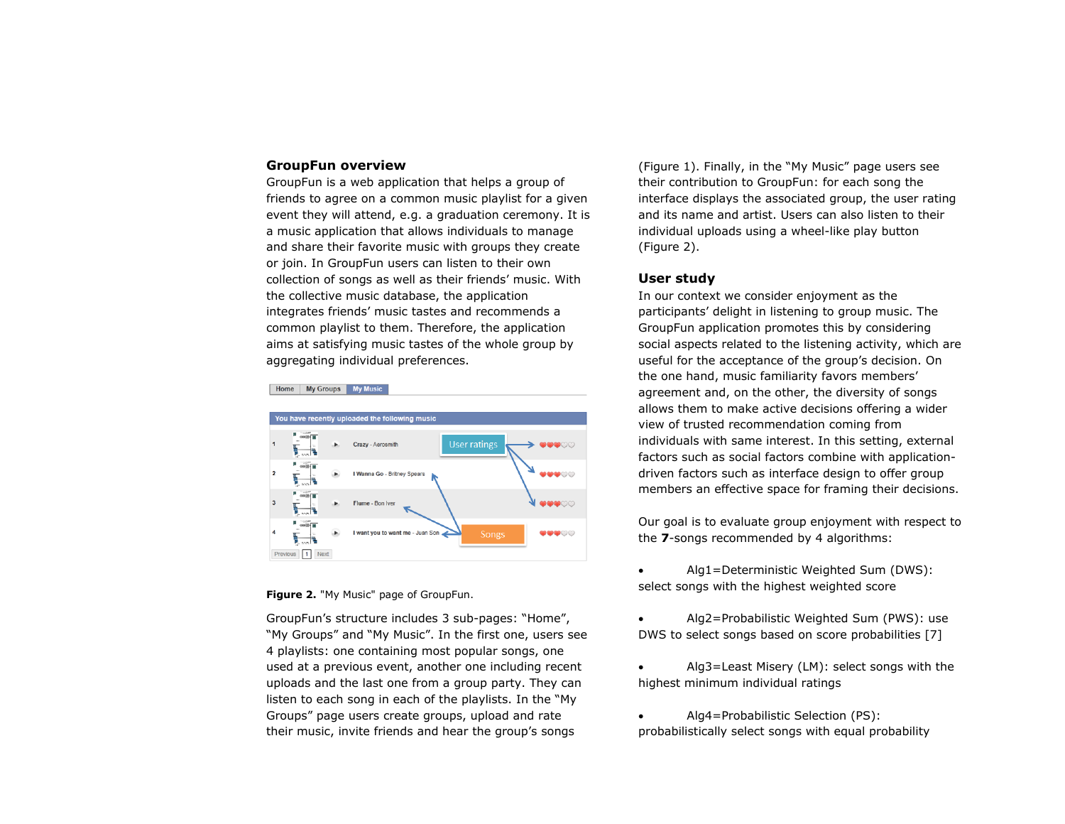## GroupFun overview

GroupFun is a web application that helps a group of friends to agree on a common music playlist for a given event they will attend, e.g. a graduation ceremony. It is a music application that allows individuals to manage and share their favorite music with groups they create or join. In GroupFun users can listen to their own collection of songs as well as their friends' music. With the collective music database, the application integrates friends' music tastes and recommends a common playlist to them. Therefore, the application aims at satisfying music tastes of the whole group by aggregating individual preferences.

**Figure 2.** "My Music" page of GroupFun.

GroupFun's structure includes 3 sub-pages: "Home", "My Groups" and "My Music". In the first one, users see 4 playlists: one containing most popular songs, one used at a previous event, another one including recent uploads and the last one from a group party. They can listen to each song in each of the playlists. In the "My Groups" page users create groups, upload and rate their music, invite friends and hear the group's songs (Figure 1). Finally, in the "My Music" page users see their contribution to GroupFun: for each song the interface displays the associated group, the user rating and its name and artist. Users can also listen to their individual uploads using a wheel-like play button (Figure 2).

## User study

In our context we consider enjoyment as the participants' delight in listening to group music. The GroupFun application promotes this by considering social aspects related to the listening activity, which are useful for the acceptance of the group's decision. On the one hand, music familiarity favors members' agreement and, on the other, the diversity of songs allows them to make active decisions offering a wider view of trusted recommendation coming from individuals with same interest. In this setting, external factors such as social factors combine with application-driven factors such as interface design to offer group members an effective space for framing their decisions.

Our goal is to evaluate group enjoyment with respect to the **7**-songs recommended by 4 algorithms:

- Alg1=Deterministic Weighted Sum (DWS): select songs with the highest weighted score
- Alg2=Probabilistic Weighted Sum (PWS): use DWS to select songs based on score probabilities [7]
- Alg3=Least Misery (LM): select songs with the highest minimum individual ratings
- Alg4=Probabilistic Selection (PS): probabilistically select songs with equal probability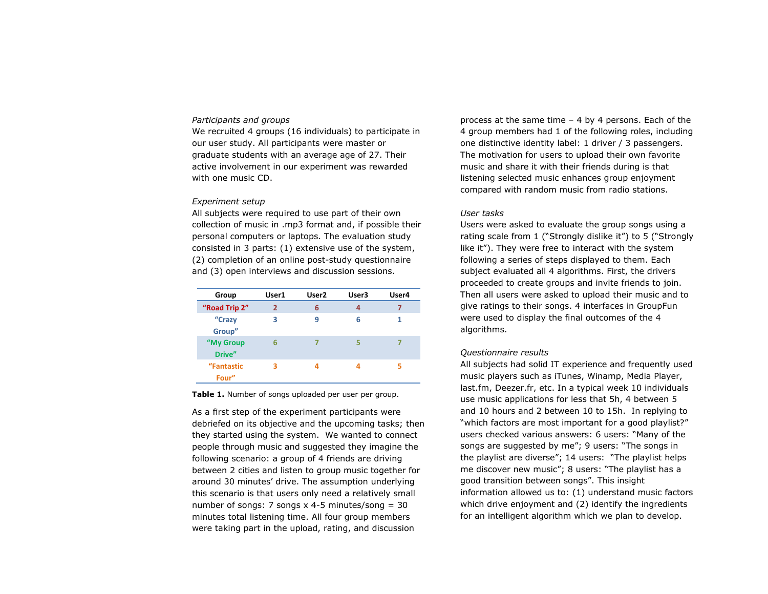*Participants and groups*

We recruited 4 groups (16 individuals) to participate in our user study. All participants were master or graduate students with an average age of 27. Their active involvement in our experiment was rewarded with one music CD.

*Experiment setup*

All subjects were required to use part of their own collection of music in .mp3 format and, if possible their personal computers or laptops. The evaluation study consisted in 3 parts: (1) extensive use of the system, (2) completion of an online post-study questionnaire and (3) open interviews and discussion sessions.

| Group | User1 | User2 | User3 | User4 |
| --- | --- | --- | --- | --- |
| "Road Trip 2" | 2 | 6 | 4 | 7 |
| "Crazy Group" | 3 | 9 | 6 | 1 |
| "My Group Drive" | 6 | 7 | 5 | 7 |
| "Fantastic Four" | 3 | 4 | 4 | 5 |

**Table 1.** Number of songs uploaded per user per group.

As a first step of the experiment participants were debriefed on its objective and the upcoming tasks; then they started using the system. We wanted to connect people through music and suggested they imagine the following scenario: a group of 4 friends are driving between 2 cities and listen to group music together for around 30 minutes' drive. The assumption underlying this scenario is that users only need a relatively small number of songs: 7 songs x 4-5 minutes/song = 30 minutes total listening time. All four group members were taking part in the upload, rating, and discussion process at the same time – 4 by 4 persons. Each of the 4 group members had 1 of the following roles, including one distinctive identity label: 1 driver / 3 passengers. The motivation for users to upload their own favorite music and share it with their friends during is that listening selected music enhances group enjoyment compared with random music from radio stations.

*User tasks*

Users were asked to evaluate the group songs using a rating scale from 1 ("Strongly dislike it") to 5 ("Strongly like it"). They were free to interact with the system following a series of steps displayed to them. Each subject evaluated all 4 algorithms. First, the drivers proceeded to create groups and invite friends to join. Then all users were asked to upload their music and to give ratings to their songs. 4 interfaces in GroupFun were used to display the final outcomes of the 4 algorithms.

*Questionnaire results*

All subjects had solid IT experience and frequently used music players such as iTunes, Winamp, Media Player, last.fm, Deezer.fr, etc. In a typical week 10 individuals use music applications for less that 5h, 4 between 5 and 10 hours and 2 between 10 to 15h. In replying to "which factors are most important for a good playlist?" users checked various answers: 6 users: "Many of the songs are suggested by me"; 9 users: "The songs in the playlist are diverse"; 14 users: "The playlist helps me discover new music"; 8 users: "The playlist has a good transition between songs". This insight information allowed us to: (1) understand music factors which drive enjoyment and (2) identify the ingredients for an intelligent algorithm which we plan to develop.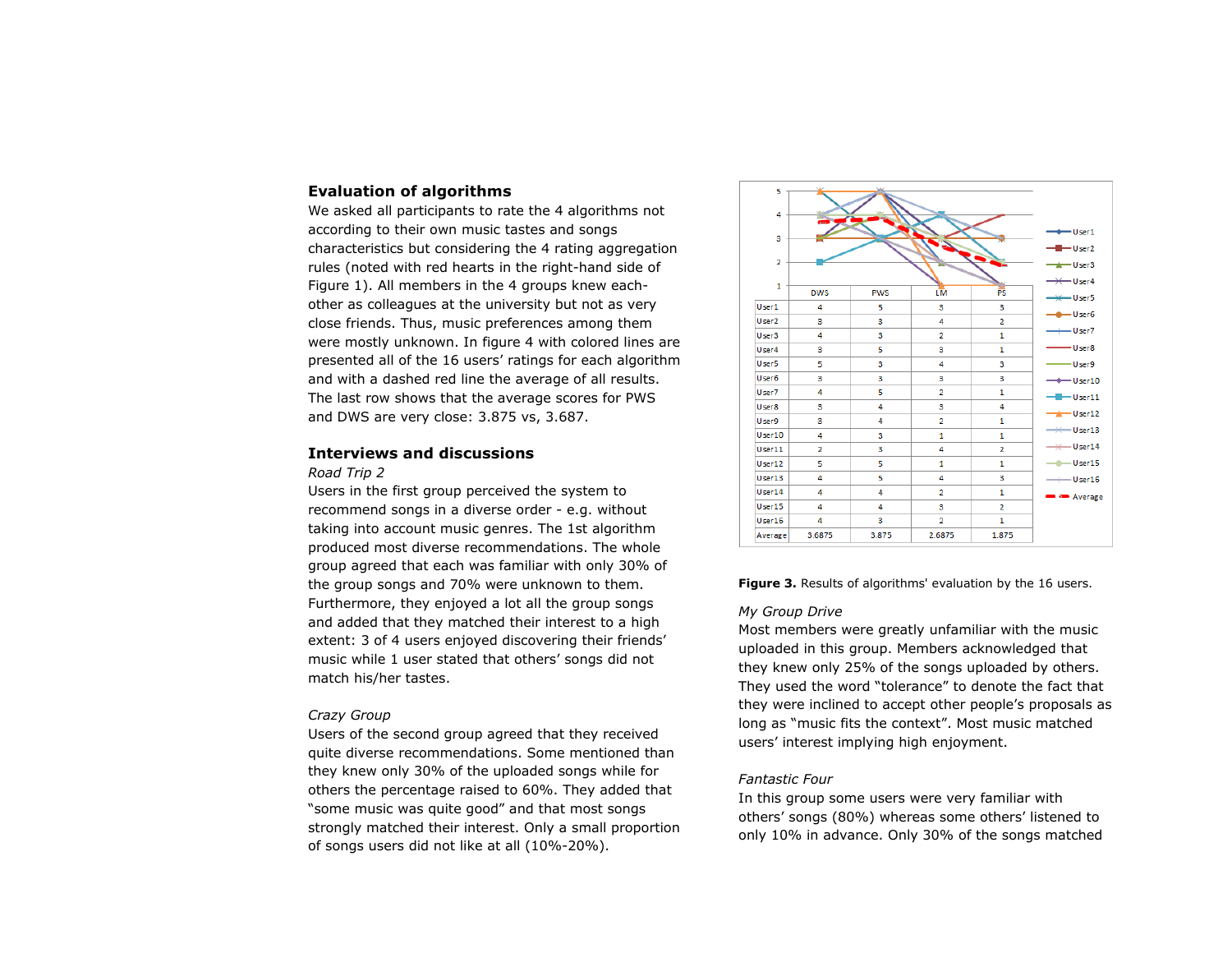## Evaluation of algorithms

We asked all participants to rate the 4 algorithms not according to their own music tastes and songs characteristics but considering the 4 rating aggregation rules (noted with red hearts in the right-hand side of Figure 1). All members in the 4 groups knew each-other as colleagues at the university but not as very close friends. Thus, music preferences among them were mostly unknown. In figure 4 with colored lines are presented all of the 16 users' ratings for each algorithm and with a dashed red line the average of all results. The last row shows that the average scores for PWS and DWS are very close: 3.875 vs, 3.687.

## Interviews and discussions

*Road Trip 2*

Users in the first group perceived the system to recommend songs in a diverse order - e.g. without taking into account music genres. The 1st algorithm produced most diverse recommendations. The whole group agreed that each was familiar with only 30% of the group songs and 70% were unknown to them. Furthermore, they enjoyed a lot all the group songs and added that they matched their interest to a high extent: 3 of 4 users enjoyed discovering their friends' music while 1 user stated that others' songs did not match his/her tastes.

*Crazy Group*

Users of the second group agreed that they received quite diverse recommendations. Some mentioned than they knew only 30% of the uploaded songs while for others the percentage raised to 60%. They added that "some music was quite good" and that most songs strongly matched their interest. Only a small proportion of songs users did not like at all (10%-20%).

| | DWS | PWS | LM | PS |
|---|---|---|---|---|
| User1 | 4 | 5 | 3 | 3 |
| User2 | 3 | 3 | 4 | 2 |
| User3 | 4 | 3 | 2 | 1 |
| User4 | 3 | 5 | 3 | 1 |
| User5 | 5 | 3 | 4 | 3 |
| User6 | 3 | 3 | 3 | 3 |
| User7 | 4 | 5 | 2 | 1 |
| User8 | 3 | 4 | 3 | 4 |
| User9 | 3 | 4 | 2 | 1 |
| User10 | 4 | 3 | 1 | 1 |
| User11 | 2 | 3 | 4 | 2 |
| User12 | 5 | 5 | 1 | 1 |
| User13 | 4 | 5 | 4 | 3 |
| User14 | 4 | 4 | 2 | 1 |
| User15 | 4 | 4 | 3 | 2 |
| User16 | 4 | 3 | 2 | 1 |
| Average | 3.6875 | 3.875 | 2.6875 | 1.875 |

**Figure 3.** Results of algorithms' evaluation by the 16 users.

*My Group Drive*

Most members were greatly unfamiliar with the music uploaded in this group. Members acknowledged that they knew only 25% of the songs uploaded by others. They used the word "tolerance" to denote the fact that they were inclined to accept other people's proposals as long as "music fits the context". Most music matched users' interest implying high enjoyment.

*Fantastic Four*

In this group some users were very familiar with others' songs (80%) whereas some others' listened to only 10% in advance. Only 30% of the songs matched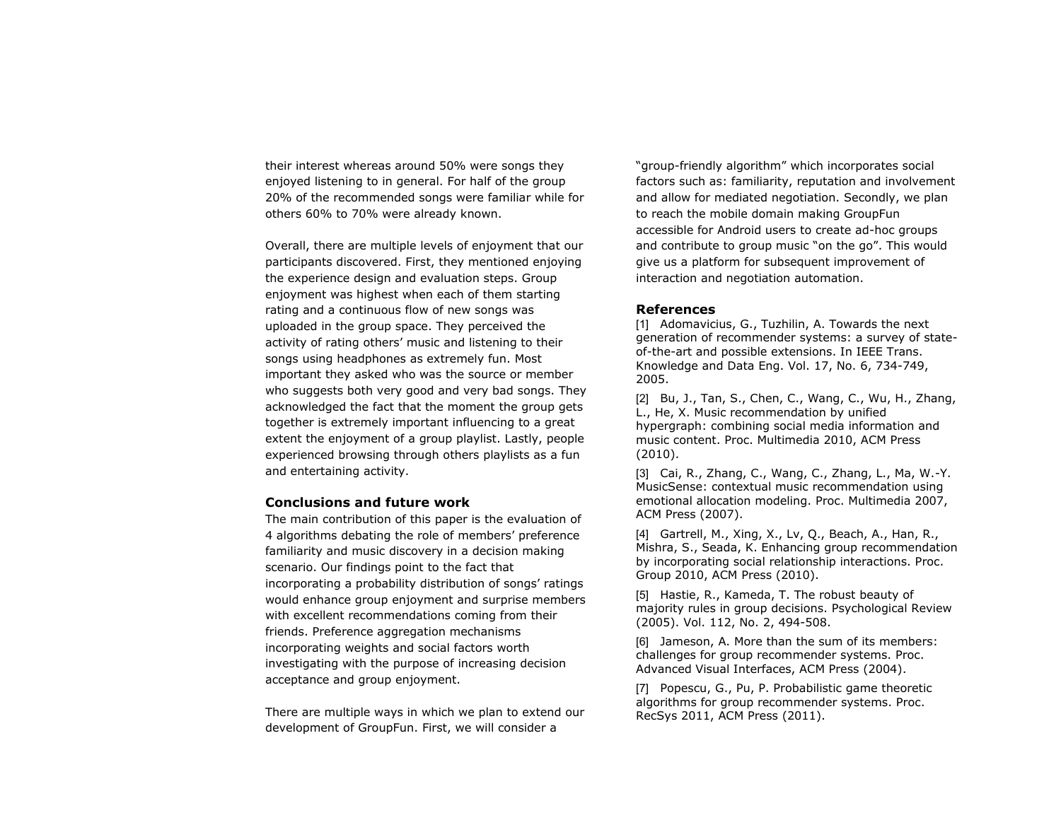their interest whereas around 50% were songs they enjoyed listening to in general. For half of the group 20% of the recommended songs were familiar while for others 60% to 70% were already known.

Overall, there are multiple levels of enjoyment that our participants discovered. First, they mentioned enjoying the experience design and evaluation steps. Group enjoyment was highest when each of them starting rating and a continuous flow of new songs was uploaded in the group space. They perceived the activity of rating others' music and listening to their songs using headphones as extremely fun. Most important they asked who was the source or member who suggests both very good and very bad songs. They acknowledged the fact that the moment the group gets together is extremely important influencing to a great extent the enjoyment of a group playlist. Lastly, people experienced browsing through others playlists as a fun and entertaining activity.

## Conclusions and future work

The main contribution of this paper is the evaluation of 4 algorithms debating the role of members' preference familiarity and music discovery in a decision making scenario. Our findings point to the fact that incorporating a probability distribution of songs' ratings would enhance group enjoyment and surprise members with excellent recommendations coming from their friends. Preference aggregation mechanisms incorporating weights and social factors worth investigating with the purpose of increasing decision acceptance and group enjoyment.

There are multiple ways in which we plan to extend our development of GroupFun. First, we will consider a "group-friendly algorithm" which incorporates social factors such as: familiarity, reputation and involvement and allow for mediated negotiation. Secondly, we plan to reach the mobile domain making GroupFun accessible for Android users to create ad-hoc groups and contribute to group music "on the go". This would give us a platform for subsequent improvement of interaction and negotiation automation.

## References

[1] Adomavicius, G., Tuzhilin, A. Towards the next generation of recommender systems: a survey of state-of-the-art and possible extensions. In IEEE Trans. Knowledge and Data Eng. Vol. 17, No. 6, 734-749, 2005.

[2] Bu, J., Tan, S., Chen, C., Wang, C., Wu, H., Zhang, L., He, X. Music recommendation by unified hypergraph: combining social media information and music content. Proc. Multimedia 2010, ACM Press (2010).

[3] Cai, R., Zhang, C., Wang, C., Zhang, L., Ma, W.-Y. MusicSense: contextual music recommendation using emotional allocation modeling. Proc. Multimedia 2007, ACM Press (2007).

[4] Gartrell, M., Xing, X., Lv, Q., Beach, A., Han, R., Mishra, S., Seada, K. Enhancing group recommendation by incorporating social relationship interactions. Proc. Group 2010, ACM Press (2010).

[5] Hastie, R., Kameda, T. The robust beauty of majority rules in group decisions. Psychological Review (2005). Vol. 112, No. 2, 494-508.

[6] Jameson, A. More than the sum of its members: challenges for group recommender systems. Proc. Advanced Visual Interfaces, ACM Press (2004).

[7] Popescu, G., Pu, P. Probabilistic game theoretic algorithms for group recommender systems. Proc. RecSys 2011, ACM Press (2011).